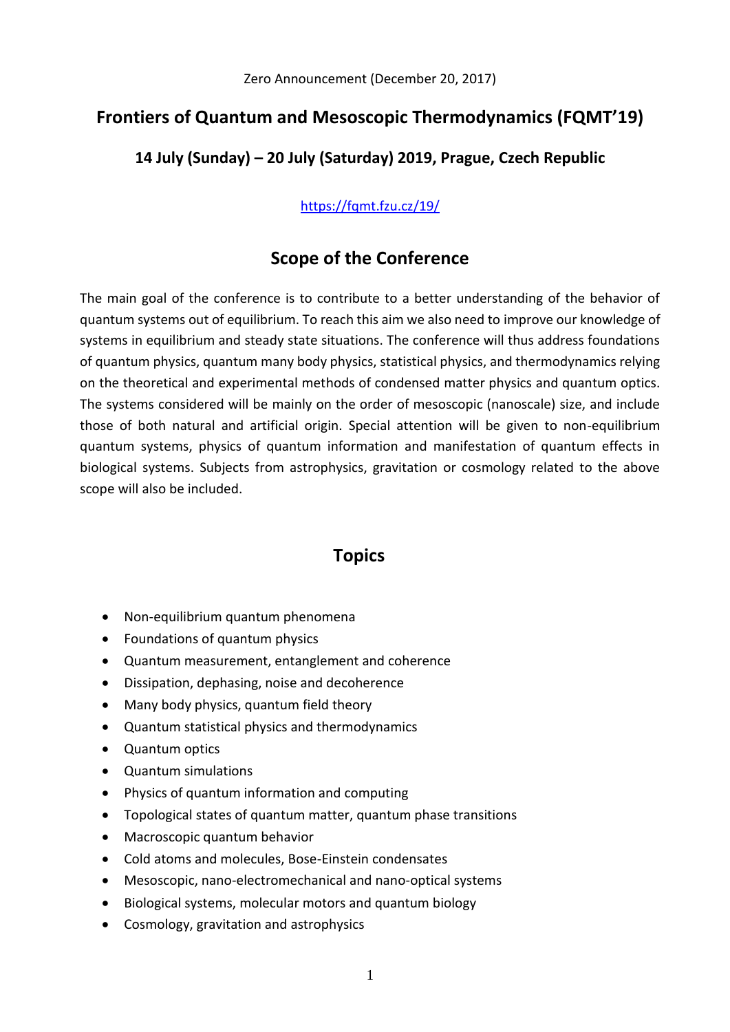Zero Announcement (December 20, 2017)

# Frontiers of Quantum and Mesoscopic Thermodynamics (FQMT'19)

## 14 July (Sunday) – 20 July (Saturday) 2019, Prague, Czech Republic

https://fqmt.fzu.cz/19/

## Scope of the Conference

The main goal of the conference is to contribute to a better understanding of the behavior of quantum systems out of equilibrium. To reach this aim we also need to improve our knowledge of systems in equilibrium and steady state situations. The conference will thus address foundations of quantum physics, quantum many body physics, statistical physics, and thermodynamics relying on the theoretical and experimental methods of condensed matter physics and quantum optics. The systems considered will be mainly on the order of mesoscopic (nanoscale) size, and include those of both natural and artificial origin. Special attention will be given to non-equilibrium quantum systems, physics of quantum information and manifestation of quantum effects in biological systems. Subjects from astrophysics, gravitation or cosmology related to the above scope will also be included.

## Topics

- Non-equilibrium quantum phenomena
- Foundations of quantum physics
- Quantum measurement, entanglement and coherence
- Dissipation, dephasing, noise and decoherence
- Many body physics, quantum field theory
- Quantum statistical physics and thermodynamics
- Quantum optics
- Quantum simulations
- Physics of quantum information and computing
- Topological states of quantum matter, quantum phase transitions
- Macroscopic quantum behavior
- Cold atoms and molecules, Bose-Einstein condensates
- Mesoscopic, nano-electromechanical and nano-optical systems
- Biological systems, molecular motors and quantum biology
- Cosmology, gravitation and astrophysics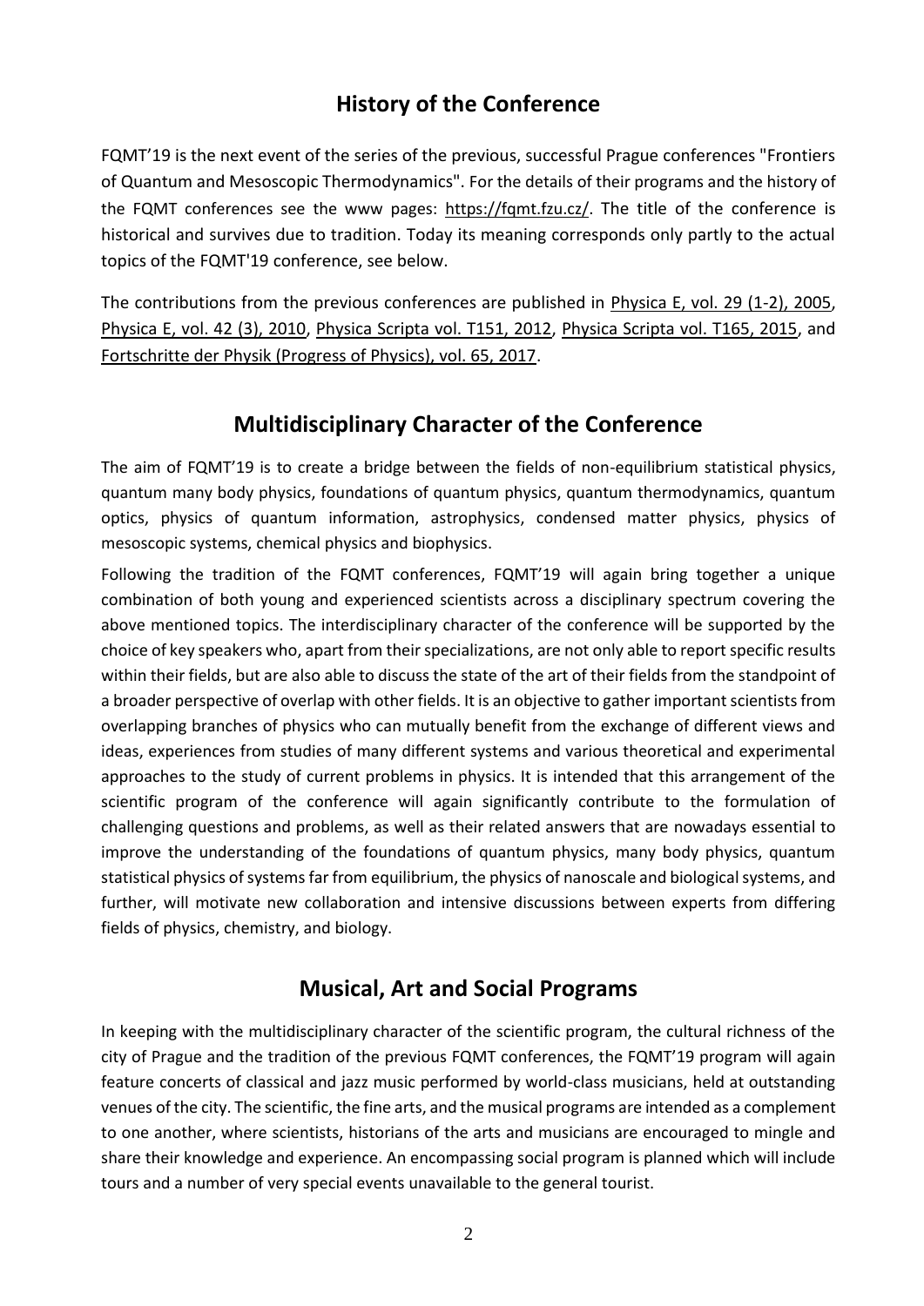## History of the Conference

FQMT'19 is the next event of the series of the previous, successful Prague conferences "Frontiers of Quantum and Mesoscopic Thermodynamics". For the details of their programs and the history of the FQMT conferences see the www pages: https://fqmt.fzu.cz/. The title of the conference is historical and survives due to tradition. Today its meaning corresponds only partly to the actual topics of the FQMT'19 conference, see below.

The contributions from the previous conferences are published in Physica E, vol. 29 (1-2), 2005, Physica E, vol. 42 (3), 2010, Physica Scripta vol. T151, 2012, Physica Scripta vol. T165, 2015, and Fortschritte der Physik (Progress of Physics), vol. 65, 2017.

## Multidisciplinary Character of the Conference

The aim of FQMT'19 is to create a bridge between the fields of non-equilibrium statistical physics, quantum many body physics, foundations of quantum physics, quantum thermodynamics, quantum optics, physics of quantum information, astrophysics, condensed matter physics, physics of mesoscopic systems, chemical physics and biophysics.

Following the tradition of the FQMT conferences, FQMT'19 will again bring together a unique combination of both young and experienced scientists across a disciplinary spectrum covering the above mentioned topics. The interdisciplinary character of the conference will be supported by the choice of key speakers who, apart from their specializations, are not only able to report specific results within their fields, but are also able to discuss the state of the art of their fields from the standpoint of a broader perspective of overlap with other fields. It is an objective to gather important scientists from overlapping branches of physics who can mutually benefit from the exchange of different views and ideas, experiences from studies of many different systems and various theoretical and experimental approaches to the study of current problems in physics. It is intended that this arrangement of the scientific program of the conference will again significantly contribute to the formulation of challenging questions and problems, as well as their related answers that are nowadays essential to improve the understanding of the foundations of quantum physics, many body physics, quantum statistical physics of systems far from equilibrium, the physics of nanoscale and biological systems, and further, will motivate new collaboration and intensive discussions between experts from differing fields of physics, chemistry, and biology.

## Musical, Art and Social Programs

In keeping with the multidisciplinary character of the scientific program, the cultural richness of the city of Prague and the tradition of the previous FQMT conferences, the FQMT'19 program will again feature concerts of classical and jazz music performed by world-class musicians, held at outstanding venues of the city. The scientific, the fine arts, and the musical programs are intended as a complement to one another, where scientists, historians of the arts and musicians are encouraged to mingle and share their knowledge and experience. An encompassing social program is planned which will include tours and a number of very special events unavailable to the general tourist.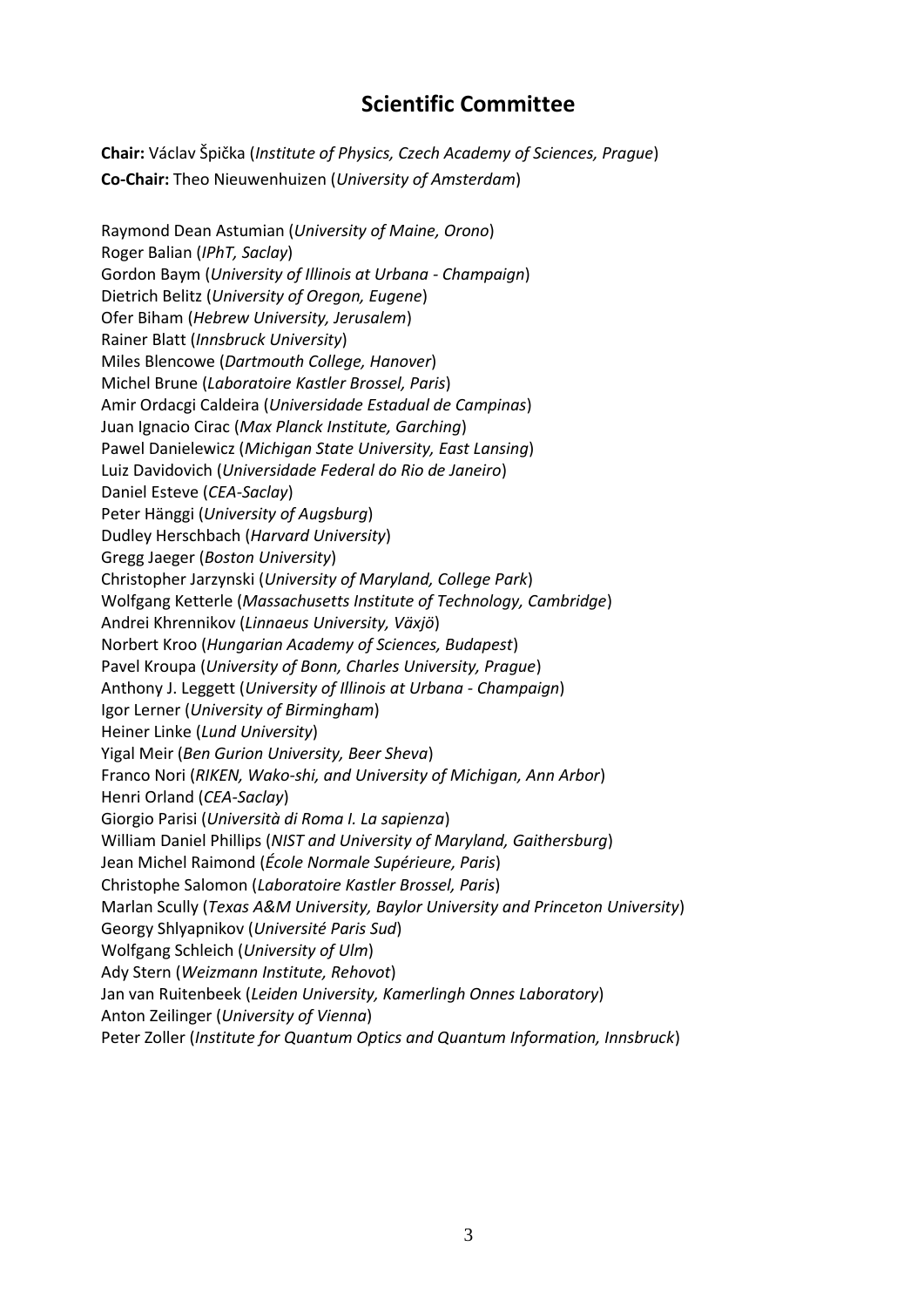# Scientific Committee

**Chair:** Václav Špička (*Institute of Physics, Czech Academy of Sciences, Prague*)
**Co-Chair:** Theo Nieuwenhuizen (*University of Amsterdam*)

Raymond Dean Astumian (*University of Maine, Orono*)
Roger Balian (*IPhT, Saclay*)
Gordon Baym (*University of Illinois at Urbana - Champaign*)
Dietrich Belitz (*University of Oregon, Eugene*)
Ofer Biham (*Hebrew University, Jerusalem*)
Rainer Blatt (*Innsbruck University*)
Miles Blencowe (*Dartmouth College, Hanover*)
Michel Brune (*Laboratoire Kastler Brossel, Paris*)
Amir Ordacgi Caldeira (*Universidade Estadual de Campinas*)
Juan Ignacio Cirac (*Max Planck Institute, Garching*)
Pawel Danielewicz (*Michigan State University, East Lansing*)
Luiz Davidovich (*Universidade Federal do Rio de Janeiro*)
Daniel Esteve (*CEA-Saclay*)
Peter Hänggi (*University of Augsburg*)
Dudley Herschbach (*Harvard University*)
Gregg Jaeger (*Boston University*)
Christopher Jarzynski (*University of Maryland, College Park*)
Wolfgang Ketterle (*Massachusetts Institute of Technology, Cambridge*)
Andrei Khrennikov (*Linnaeus University, Växjö*)
Norbert Kroo (*Hungarian Academy of Sciences, Budapest*)
Pavel Kroupa (*University of Bonn, Charles University, Prague*)
Anthony J. Leggett (*University of Illinois at Urbana - Champaign*)
Igor Lerner (*University of Birmingham*)
Heiner Linke (*Lund University*)
Yigal Meir (*Ben Gurion University, Beer Sheva*)
Franco Nori (*RIKEN, Wako-shi, and University of Michigan, Ann Arbor*)
Henri Orland (*CEA-Saclay*)
Giorgio Parisi (*Università di Roma I. La sapienza*)
William Daniel Phillips (*NIST and University of Maryland, Gaithersburg*)
Jean Michel Raimond (*École Normale Supérieure, Paris*)
Christophe Salomon (*Laboratoire Kastler Brossel, Paris*)
Marlan Scully (*Texas A&M University, Baylor University and Princeton University*)
Georgy Shlyapnikov (*Université Paris Sud*)
Wolfgang Schleich (*University of Ulm*)
Ady Stern (*Weizmann Institute, Rehovot*)
Jan van Ruitenbeek (*Leiden University, Kamerlingh Onnes Laboratory*)
Anton Zeilinger (*University of Vienna*)
Peter Zoller (*Institute for Quantum Optics and Quantum Information, Innsbruck*)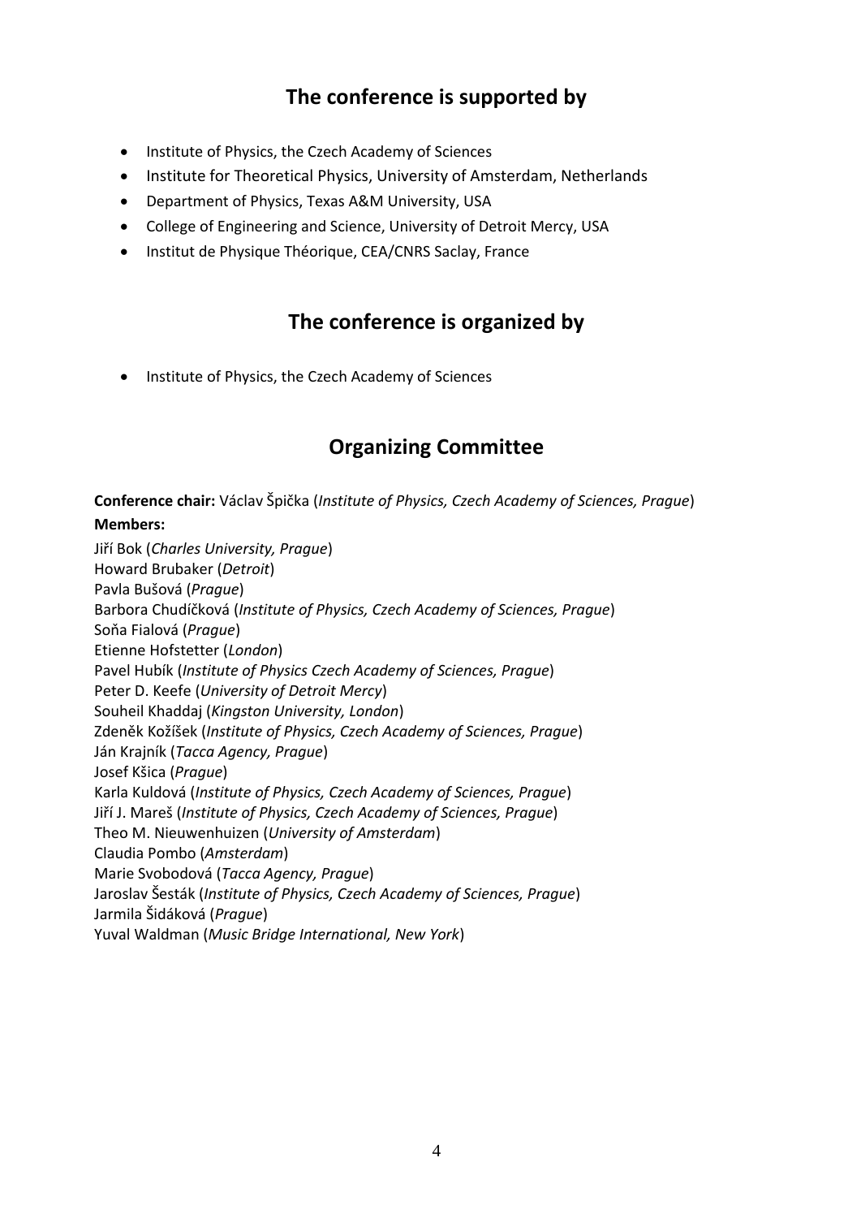## The conference is supported by

- Institute of Physics, the Czech Academy of Sciences
- Institute for Theoretical Physics, University of Amsterdam, Netherlands
- Department of Physics, Texas A&M University, USA
- College of Engineering and Science, University of Detroit Mercy, USA
- Institut de Physique Théorique, CEA/CNRS Saclay, France

## The conference is organized by

- Institute of Physics, the Czech Academy of Sciences

## Organizing Committee

**Conference chair:** Václav Špička (*Institute of Physics, Czech Academy of Sciences, Prague*)

**Members:**

Jiří Bok (*Charles University, Prague*)
Howard Brubaker (*Detroit*)
Pavla Bušová (*Prague*)
Barbora Chudíčková (*Institute of Physics, Czech Academy of Sciences, Prague*)
Soňa Fialová (*Prague*)
Etienne Hofstetter (*London*)
Pavel Hubík (*Institute of Physics Czech Academy of Sciences, Prague*)
Peter D. Keefe (*University of Detroit Mercy*)
Souheil Khaddaj (*Kingston University, London*)
Zdeněk Kožíšek (*Institute of Physics, Czech Academy of Sciences, Prague*)
Ján Krajník (*Tacca Agency, Prague*)
Josef Kšica (*Prague*)
Karla Kuldová (*Institute of Physics, Czech Academy of Sciences, Prague*)
Jiří J. Mareš (*Institute of Physics, Czech Academy of Sciences, Prague*)
Theo M. Nieuwenhuizen (*University of Amsterdam*)
Claudia Pombo (*Amsterdam*)
Marie Svobodová (*Tacca Agency, Prague*)
Jaroslav Šesták (*Institute of Physics, Czech Academy of Sciences, Prague*)
Jarmila Šidáková (*Prague*)
Yuval Waldman (*Music Bridge International, New York*)